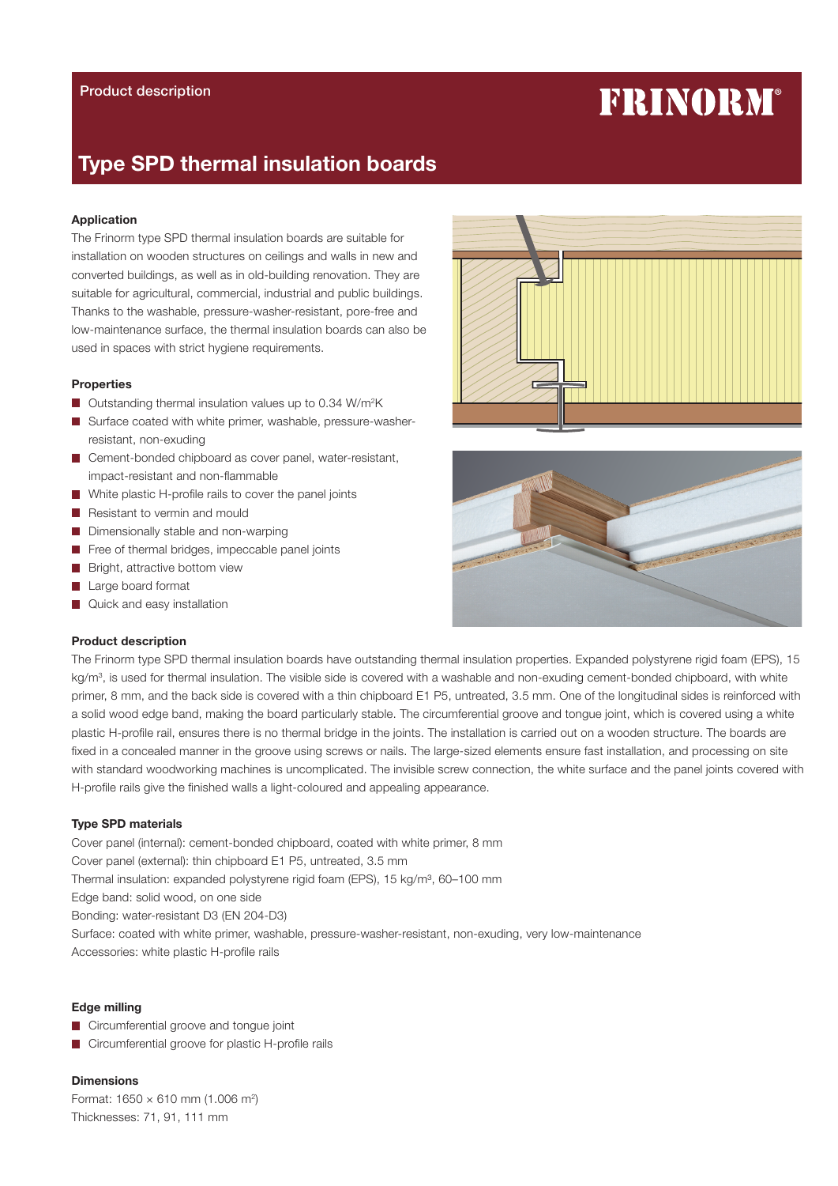Product description

**FRINORM®**

# Type SPD thermal insulation boards

### Application

The Frinorm type SPD thermal insulation boards are suitable for installation on wooden structures on ceilings and walls in new and converted buildings, as well as in old-building renovation. They are suitable for agricultural, commercial, industrial and public buildings. Thanks to the washable, pressure-washer-resistant, pore-free and low-maintenance surface, the thermal insulation boards can also be used in spaces with strict hygiene requirements.

### Properties

- Outstanding thermal insulation values up to 0.34 W/m²K
- Surface coated with white primer, washable, pressure-washer-resistant, non-exuding
- Cement-bonded chipboard as cover panel, water-resistant, impact-resistant and non-flammable
- White plastic H-profile rails to cover the panel joints
- Resistant to vermin and mould
- Dimensionally stable and non-warping
- Free of thermal bridges, impeccable panel joints
- Bright, attractive bottom view
- Large board format
- Quick and easy installation

### Product description

The Frinorm type SPD thermal insulation boards have outstanding thermal insulation properties. Expanded polystyrene rigid foam (EPS), 15 kg/m³, is used for thermal insulation. The visible side is covered with a washable and non-exuding cement-bonded chipboard, with white primer, 8 mm, and the back side is covered with a thin chipboard E1 P5, untreated, 3.5 mm. One of the longitudinal sides is reinforced with a solid wood edge band, making the board particularly stable. The circumferential groove and tongue joint, which is covered using a white plastic H-profile rail, ensures there is no thermal bridge in the joints. The installation is carried out on a wooden structure. The boards are fixed in a concealed manner in the groove using screws or nails. The large-sized elements ensure fast installation, and processing on site with standard woodworking machines is uncomplicated. The invisible screw connection, the white surface and the panel joints covered with H-profile rails give the finished walls a light-coloured and appealing appearance.

### Type SPD materials

Cover panel (internal): cement-bonded chipboard, coated with white primer, 8 mm
Cover panel (external): thin chipboard E1 P5, untreated, 3.5 mm
Thermal insulation: expanded polystyrene rigid foam (EPS), 15 kg/m³, 60–100 mm
Edge band: solid wood, on one side
Bonding: water-resistant D3 (EN 204-D3)
Surface: coated with white primer, washable, pressure-washer-resistant, non-exuding, very low-maintenance
Accessories: white plastic H-profile rails

### Edge milling

- Circumferential groove and tongue joint
- Circumferential groove for plastic H-profile rails

### Dimensions

Format: 1650 × 610 mm (1.006 m²)
Thicknesses: 71, 91, 111 mm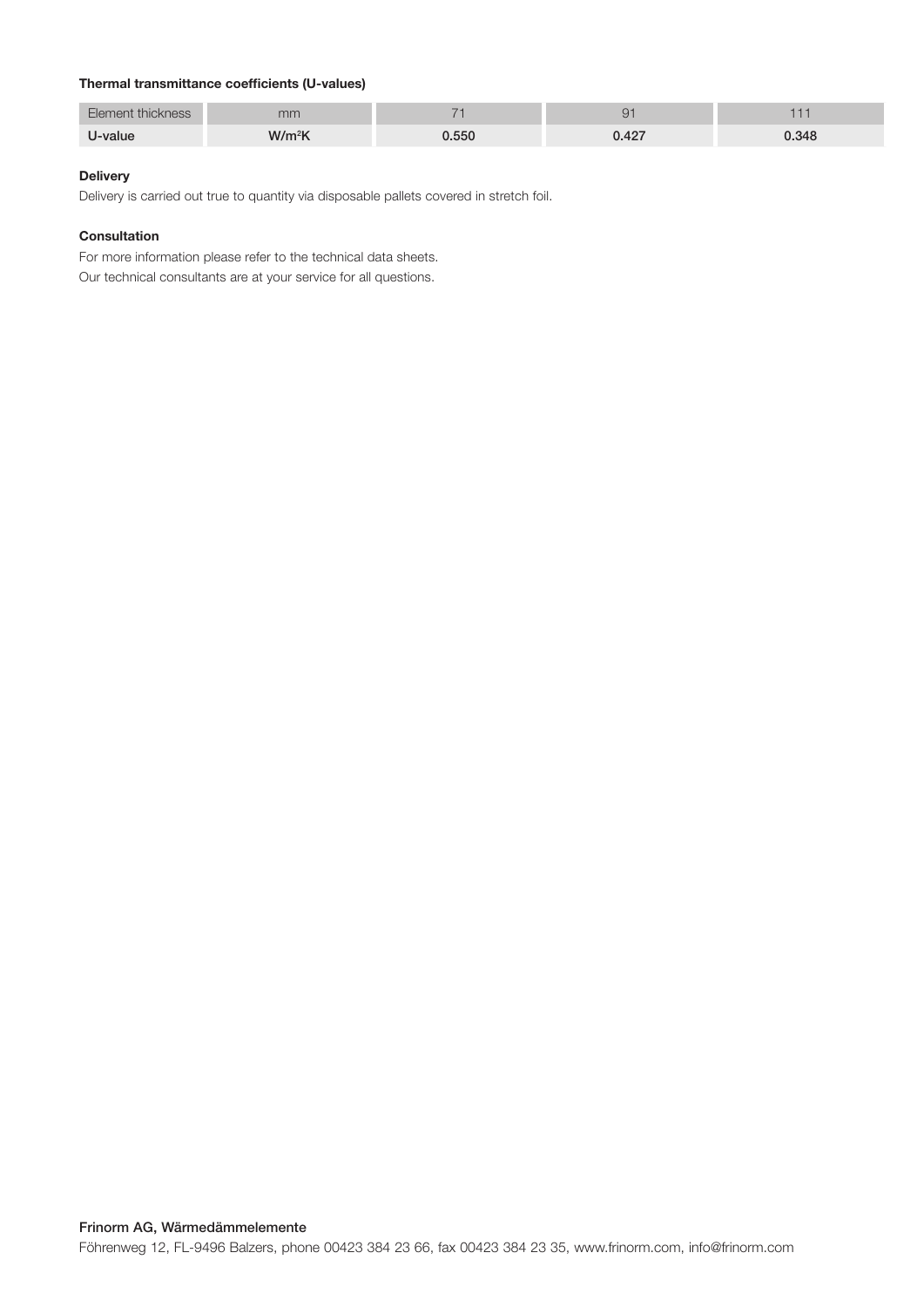### Thermal transmittance coefficients (U-values)

| Element thickness | mm | 71 | 91 | 111 |
|---|---|---|---|---|
| **U-value** | **W/m²K** | **0.550** | **0.427** | **0.348** |

### Delivery

Delivery is carried out true to quantity via disposable pallets covered in stretch foil.

### Consultation

For more information please refer to the technical data sheets.
Our technical consultants are at your service for all questions.

**Frinorm AG, Wärmedämmelemente**
Föhrenweg 12, FL-9496 Balzers, phone 00423 384 23 66, fax 00423 384 23 35, www.frinorm.com, info@frinorm.com